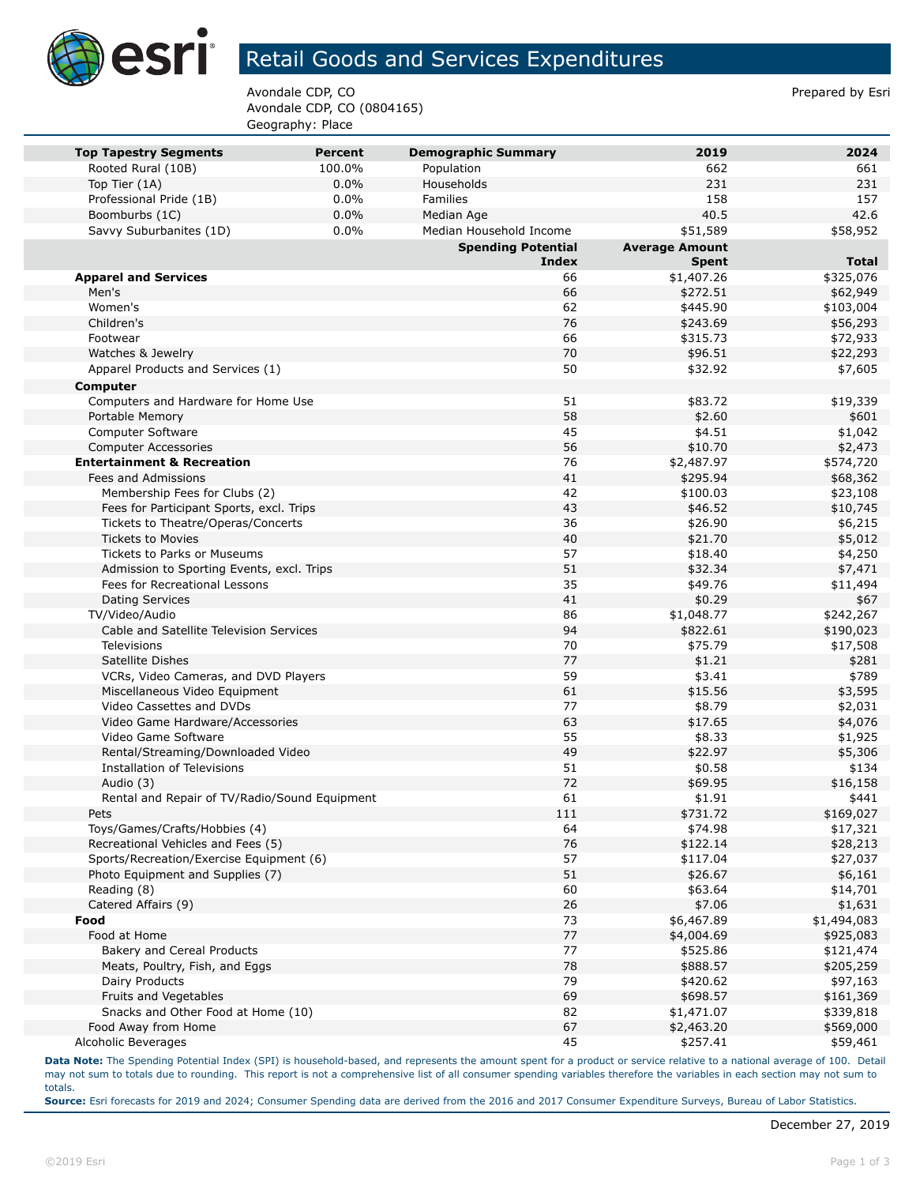# Retail Goods and Services Expenditures

Avondale CDP, CO
Avondale CDP, CO (0804165)
Geography: Place

Prepared by Esri

| Top Tapestry Segments | Percent | Demographic Summary | 2019 | 2024 |
|---|---|---|---|---|
| Rooted Rural (10B) | 100.0% | Population | 662 | 661 |
| Top Tier (1A) | 0.0% | Households | 231 | 231 |
| Professional Pride (1B) | 0.0% | Families | 158 | 157 |
| Boomburbs (1C) | 0.0% | Median Age | 40.5 | 42.6 |
| Savvy Suburbanites (1D) | 0.0% | Median Household Income | $51,589 | $58,952 |

| | Spending Potential Index | Average Amount Spent | Total |
|---|---|---|---|
| **Apparel and Services** | 66 | $1,407.26 | $325,076 |
| Men's | 66 | $272.51 | $62,949 |
| Women's | 62 | $445.90 | $103,004 |
| Children's | 76 | $243.69 | $56,293 |
| Footwear | 66 | $315.73 | $72,933 |
| Watches & Jewelry | 70 | $96.51 | $22,293 |
| Apparel Products and Services (1) | 50 | $32.92 | $7,605 |
| **Computer** | | | |
| Computers and Hardware for Home Use | 51 | $83.72 | $19,339 |
| Portable Memory | 58 | $2.60 | $601 |
| Computer Software | 45 | $4.51 | $1,042 |
| Computer Accessories | 56 | $10.70 | $2,473 |
| **Entertainment & Recreation** | 76 | $2,487.97 | $574,720 |
| Fees and Admissions | 41 | $295.94 | $68,362 |
| Membership Fees for Clubs (2) | 42 | $100.03 | $23,108 |
| Fees for Participant Sports, excl. Trips | 43 | $46.52 | $10,745 |
| Tickets to Theatre/Operas/Concerts | 36 | $26.90 | $6,215 |
| Tickets to Movies | 40 | $21.70 | $5,012 |
| Tickets to Parks or Museums | 57 | $18.40 | $4,250 |
| Admission to Sporting Events, excl. Trips | 51 | $32.34 | $7,471 |
| Fees for Recreational Lessons | 35 | $49.76 | $11,494 |
| Dating Services | 41 | $0.29 | $67 |
| TV/Video/Audio | 86 | $1,048.77 | $242,267 |
| Cable and Satellite Television Services | 94 | $822.61 | $190,023 |
| Televisions | 70 | $75.79 | $17,508 |
| Satellite Dishes | 77 | $1.21 | $281 |
| VCRs, Video Cameras, and DVD Players | 59 | $3.41 | $789 |
| Miscellaneous Video Equipment | 61 | $15.56 | $3,595 |
| Video Cassettes and DVDs | 77 | $8.79 | $2,031 |
| Video Game Hardware/Accessories | 63 | $17.65 | $4,076 |
| Video Game Software | 55 | $8.33 | $1,925 |
| Rental/Streaming/Downloaded Video | 49 | $22.97 | $5,306 |
| Installation of Televisions | 51 | $0.58 | $134 |
| Audio (3) | 72 | $69.95 | $16,158 |
| Rental and Repair of TV/Radio/Sound Equipment | 61 | $1.91 | $441 |
| Pets | 111 | $731.72 | $169,027 |
| Toys/Games/Crafts/Hobbies (4) | 64 | $74.98 | $17,321 |
| Recreational Vehicles and Fees (5) | 76 | $122.14 | $28,213 |
| Sports/Recreation/Exercise Equipment (6) | 57 | $117.04 | $27,037 |
| Photo Equipment and Supplies (7) | 51 | $26.67 | $6,161 |
| Reading (8) | 60 | $63.64 | $14,701 |
| Catered Affairs (9) | 26 | $7.06 | $1,631 |
| **Food** | 73 | $6,467.89 | $1,494,083 |
| Food at Home | 77 | $4,004.69 | $925,083 |
| Bakery and Cereal Products | 77 | $525.86 | $121,474 |
| Meats, Poultry, Fish, and Eggs | 78 | $888.57 | $205,259 |
| Dairy Products | 79 | $420.62 | $97,163 |
| Fruits and Vegetables | 69 | $698.57 | $161,369 |
| Snacks and Other Food at Home (10) | 82 | $1,471.07 | $339,818 |
| Food Away from Home | 67 | $2,463.20 | $569,000 |
| Alcoholic Beverages | 45 | $257.41 | $59,461 |

**Data Note:** The Spending Potential Index (SPI) is household-based, and represents the amount spent for a product or service relative to a national average of 100. Detail may not sum to totals due to rounding. This report is not a comprehensive list of all consumer spending variables therefore the variables in each section may not sum to totals.
**Source:** Esri forecasts for 2019 and 2024; Consumer Spending data are derived from the 2016 and 2017 Consumer Expenditure Surveys, Bureau of Labor Statistics.

December 27, 2019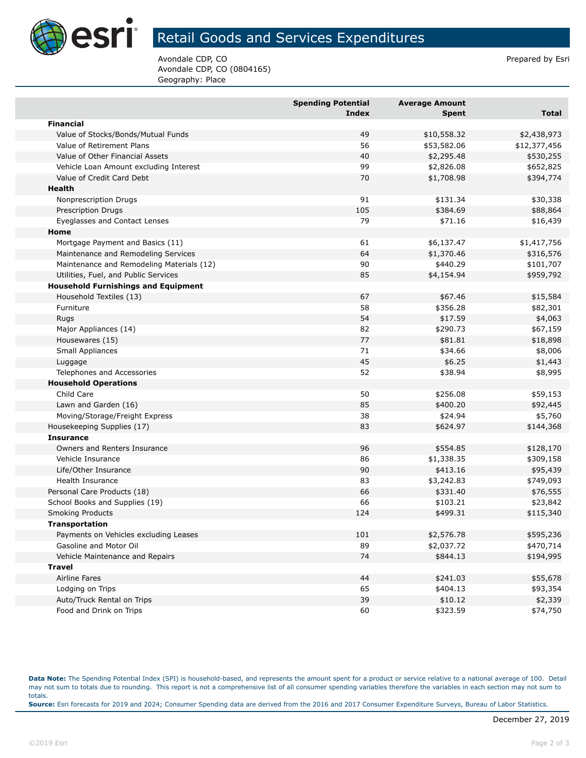# Retail Goods and Services Expenditures

Avondale CDP, CO
Avondale CDP, CO (0804165)
Geography: Place

Prepared by Esri

| | Spending Potential Index | Average Amount Spent | Total |
|---|---|---|---|
| **Financial** | | | |
| Value of Stocks/Bonds/Mutual Funds | 49 | $10,558.32 | $2,438,973 |
| Value of Retirement Plans | 56 | $53,582.06 | $12,377,456 |
| Value of Other Financial Assets | 40 | $2,295.48 | $530,255 |
| Vehicle Loan Amount excluding Interest | 99 | $2,826.08 | $652,825 |
| Value of Credit Card Debt | 70 | $1,708.98 | $394,774 |
| **Health** | | | |
| Nonprescription Drugs | 91 | $131.34 | $30,338 |
| Prescription Drugs | 105 | $384.69 | $88,864 |
| Eyeglasses and Contact Lenses | 79 | $71.16 | $16,439 |
| **Home** | | | |
| Mortgage Payment and Basics (11) | 61 | $6,137.47 | $1,417,756 |
| Maintenance and Remodeling Services | 64 | $1,370.46 | $316,576 |
| Maintenance and Remodeling Materials (12) | 90 | $440.29 | $101,707 |
| Utilities, Fuel, and Public Services | 85 | $4,154.94 | $959,792 |
| **Household Furnishings and Equipment** | | | |
| Household Textiles (13) | 67 | $67.46 | $15,584 |
| Furniture | 58 | $356.28 | $82,301 |
| Rugs | 54 | $17.59 | $4,063 |
| Major Appliances (14) | 82 | $290.73 | $67,159 |
| Housewares (15) | 77 | $81.81 | $18,898 |
| Small Appliances | 71 | $34.66 | $8,006 |
| Luggage | 45 | $6.25 | $1,443 |
| Telephones and Accessories | 52 | $38.94 | $8,995 |
| **Household Operations** | | | |
| Child Care | 50 | $256.08 | $59,153 |
| Lawn and Garden (16) | 85 | $400.20 | $92,445 |
| Moving/Storage/Freight Express | 38 | $24.94 | $5,760 |
| Housekeeping Supplies (17) | 83 | $624.97 | $144,368 |
| **Insurance** | | | |
| Owners and Renters Insurance | 96 | $554.85 | $128,170 |
| Vehicle Insurance | 86 | $1,338.35 | $309,158 |
| Life/Other Insurance | 90 | $413.16 | $95,439 |
| Health Insurance | 83 | $3,242.83 | $749,093 |
| Personal Care Products (18) | 66 | $331.40 | $76,555 |
| School Books and Supplies (19) | 66 | $103.21 | $23,842 |
| Smoking Products | 124 | $499.31 | $115,340 |
| **Transportation** | | | |
| Payments on Vehicles excluding Leases | 101 | $2,576.78 | $595,236 |
| Gasoline and Motor Oil | 89 | $2,037.72 | $470,714 |
| Vehicle Maintenance and Repairs | 74 | $844.13 | $194,995 |
| **Travel** | | | |
| Airline Fares | 44 | $241.03 | $55,678 |
| Lodging on Trips | 65 | $404.13 | $93,354 |
| Auto/Truck Rental on Trips | 39 | $10.12 | $2,339 |
| Food and Drink on Trips | 60 | $323.59 | $74,750 |

**Data Note:** The Spending Potential Index (SPI) is household-based, and represents the amount spent for a product or service relative to a national average of 100. Detail may not sum to totals due to rounding. This report is not a comprehensive list of all consumer spending variables therefore the variables in each section may not sum to totals.
**Source:** Esri forecasts for 2019 and 2024; Consumer Spending data are derived from the 2016 and 2017 Consumer Expenditure Surveys, Bureau of Labor Statistics.

December 27, 2019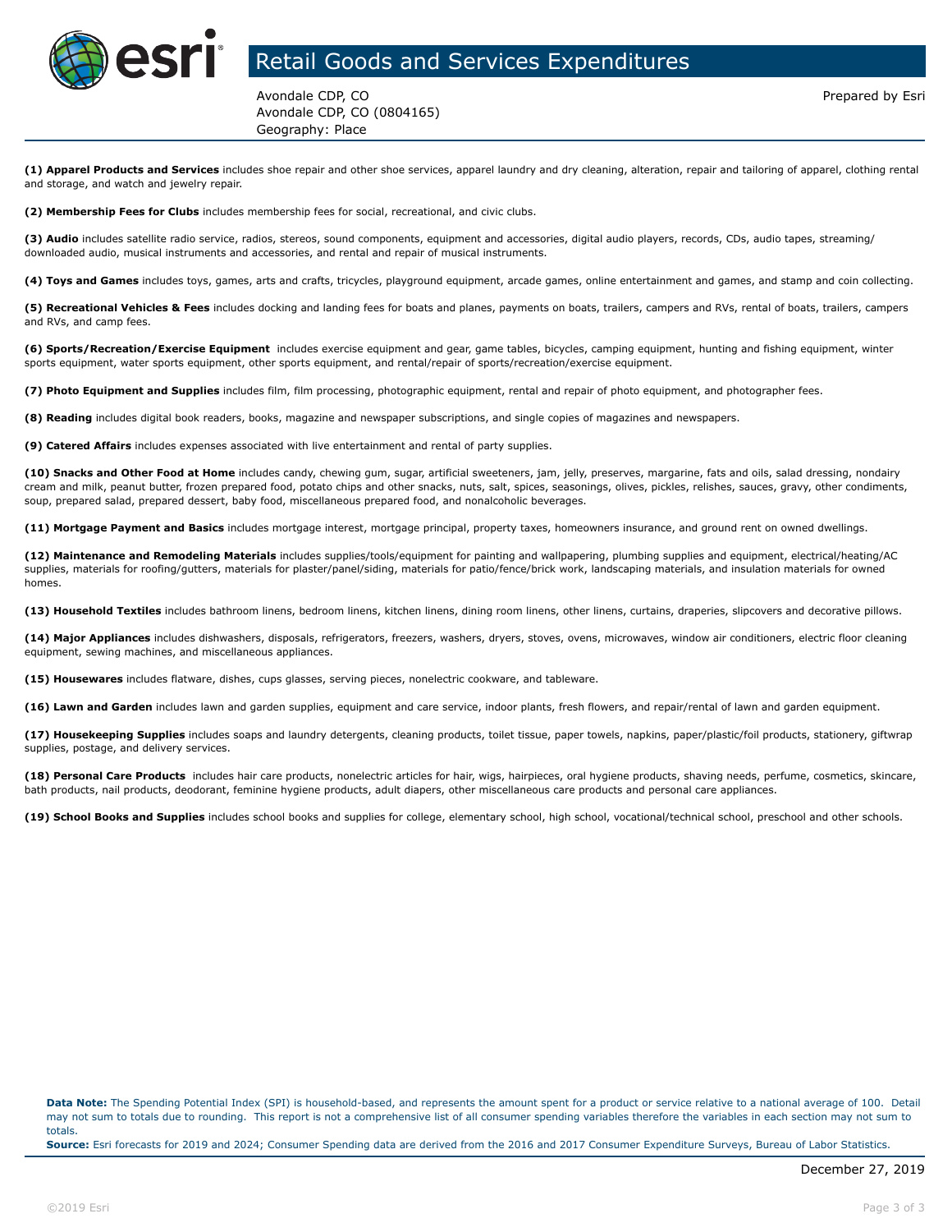# Retail Goods and Services Expenditures

Avondale CDP, CO
Avondale CDP, CO (0804165)
Geography: Place

Prepared by Esri

**(1) Apparel Products and Services** includes shoe repair and other shoe services, apparel laundry and dry cleaning, alteration, repair and tailoring of apparel, clothing rental and storage, and watch and jewelry repair.

**(2) Membership Fees for Clubs** includes membership fees for social, recreational, and civic clubs.

**(3) Audio** includes satellite radio service, radios, stereos, sound components, equipment and accessories, digital audio players, records, CDs, audio tapes, streaming/ downloaded audio, musical instruments and accessories, and rental and repair of musical instruments.

**(4) Toys and Games** includes toys, games, arts and crafts, tricycles, playground equipment, arcade games, online entertainment and games, and stamp and coin collecting.

**(5) Recreational Vehicles & Fees** includes docking and landing fees for boats and planes, payments on boats, trailers, campers and RVs, rental of boats, trailers, campers and RVs, and camp fees.

**(6) Sports/Recreation/Exercise Equipment** includes exercise equipment and gear, game tables, bicycles, camping equipment, hunting and fishing equipment, winter sports equipment, water sports equipment, other sports equipment, and rental/repair of sports/recreation/exercise equipment.

**(7) Photo Equipment and Supplies** includes film, film processing, photographic equipment, rental and repair of photo equipment, and photographer fees.

**(8) Reading** includes digital book readers, books, magazine and newspaper subscriptions, and single copies of magazines and newspapers.

**(9) Catered Affairs** includes expenses associated with live entertainment and rental of party supplies.

**(10) Snacks and Other Food at Home** includes candy, chewing gum, sugar, artificial sweeteners, jam, jelly, preserves, margarine, fats and oils, salad dressing, nondairy cream and milk, peanut butter, frozen prepared food, potato chips and other snacks, nuts, salt, spices, seasonings, olives, pickles, relishes, sauces, gravy, other condiments, soup, prepared salad, prepared dessert, baby food, miscellaneous prepared food, and nonalcoholic beverages.

**(11) Mortgage Payment and Basics** includes mortgage interest, mortgage principal, property taxes, homeowners insurance, and ground rent on owned dwellings.

**(12) Maintenance and Remodeling Materials** includes supplies/tools/equipment for painting and wallpapering, plumbing supplies and equipment, electrical/heating/AC supplies, materials for roofing/gutters, materials for plaster/panel/siding, materials for patio/fence/brick work, landscaping materials, and insulation materials for owned homes.

**(13) Household Textiles** includes bathroom linens, bedroom linens, kitchen linens, dining room linens, other linens, curtains, draperies, slipcovers and decorative pillows.

**(14) Major Appliances** includes dishwashers, disposals, refrigerators, freezers, washers, dryers, stoves, ovens, microwaves, window air conditioners, electric floor cleaning equipment, sewing machines, and miscellaneous appliances.

**(15) Housewares** includes flatware, dishes, cups glasses, serving pieces, nonelectric cookware, and tableware.

**(16) Lawn and Garden** includes lawn and garden supplies, equipment and care service, indoor plants, fresh flowers, and repair/rental of lawn and garden equipment.

**(17) Housekeeping Supplies** includes soaps and laundry detergents, cleaning products, toilet tissue, paper towels, napkins, paper/plastic/foil products, stationery, giftwrap supplies, postage, and delivery services.

**(18) Personal Care Products** includes hair care products, nonelectric articles for hair, wigs, hairpieces, oral hygiene products, shaving needs, perfume, cosmetics, skincare, bath products, nail products, deodorant, feminine hygiene products, adult diapers, other miscellaneous care products and personal care appliances.

**(19) School Books and Supplies** includes school books and supplies for college, elementary school, high school, vocational/technical school, preschool and other schools.

**Data Note:** The Spending Potential Index (SPI) is household-based, and represents the amount spent for a product or service relative to a national average of 100. Detail may not sum to totals due to rounding. This report is not a comprehensive list of all consumer spending variables therefore the variables in each section may not sum to totals.
**Source:** Esri forecasts for 2019 and 2024; Consumer Spending data are derived from the 2016 and 2017 Consumer Expenditure Surveys, Bureau of Labor Statistics.

December 27, 2019